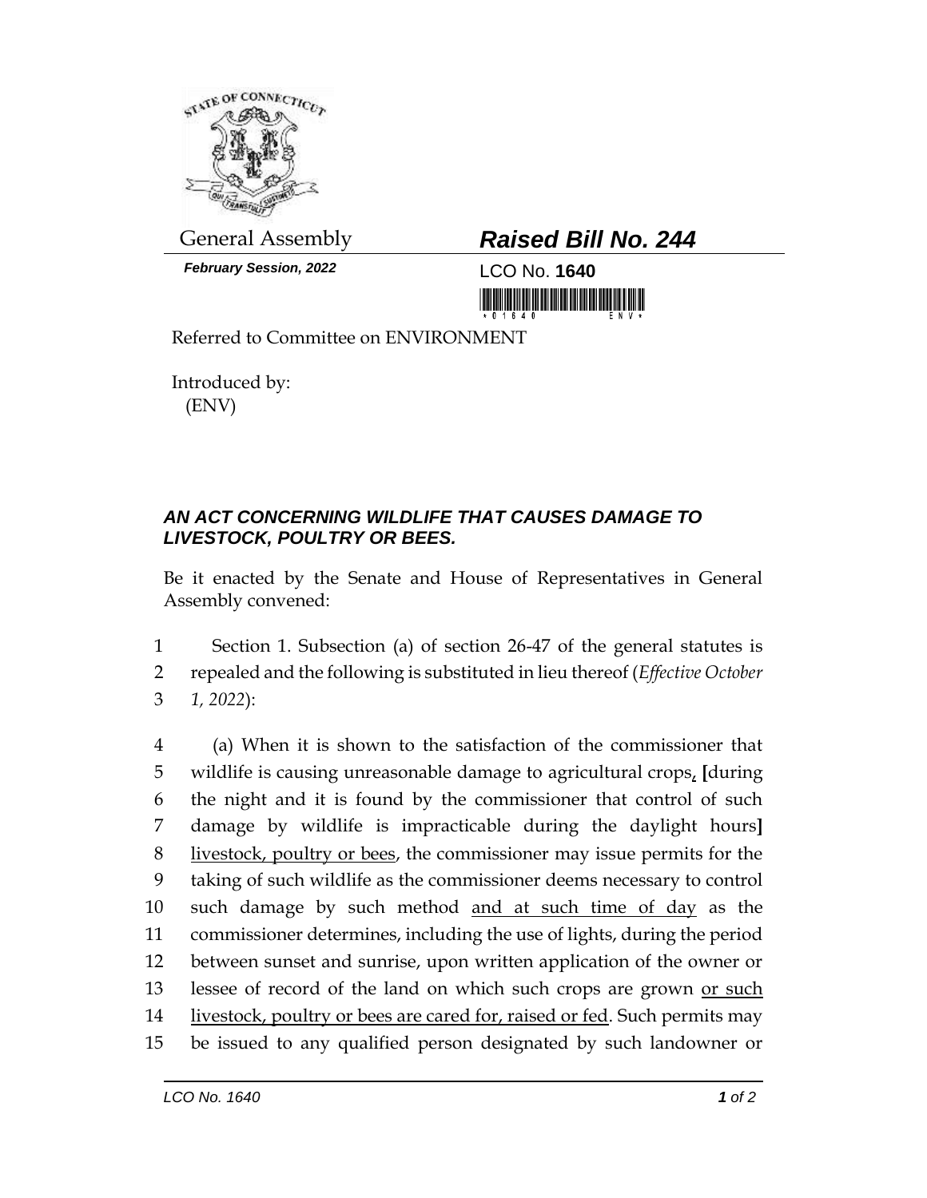General Assembly

***February Session, 2022***

# ***Raised Bill No. 244***

LCO No. **1640**

Referred to Committee on ENVIRONMENT

Introduced by:
(ENV)

### ***AN ACT CONCERNING WILDLIFE THAT CAUSES DAMAGE TO LIVESTOCK, POULTRY OR BEES.***

Be it enacted by the Senate and House of Representatives in General Assembly convened:

1 Section 1. Subsection (a) of section 26-47 of the general statutes is
2 repealed and the following is substituted in lieu thereof (*Effective October*
3 *1, 2022*):

4 (a) When it is shown to the satisfaction of the commissioner that
5 wildlife is causing unreasonable damage to agricultural crops, [during
6 the night and it is found by the commissioner that control of such
7 damage by wildlife is impracticable during the daylight hours]
8 <u>livestock, poultry or bees</u>, the commissioner may issue permits for the
9 taking of such wildlife as the commissioner deems necessary to control
10 such damage by such method <u>and at such time of day</u> as the
11 commissioner determines, including the use of lights, during the period
12 between sunset and sunrise, upon written application of the owner or
13 lessee of record of the land on which such crops are grown <u>or such</u>
14 <u>livestock, poultry or bees are cared for, raised or fed</u>. Such permits may
15 be issued to any qualified person designated by such landowner or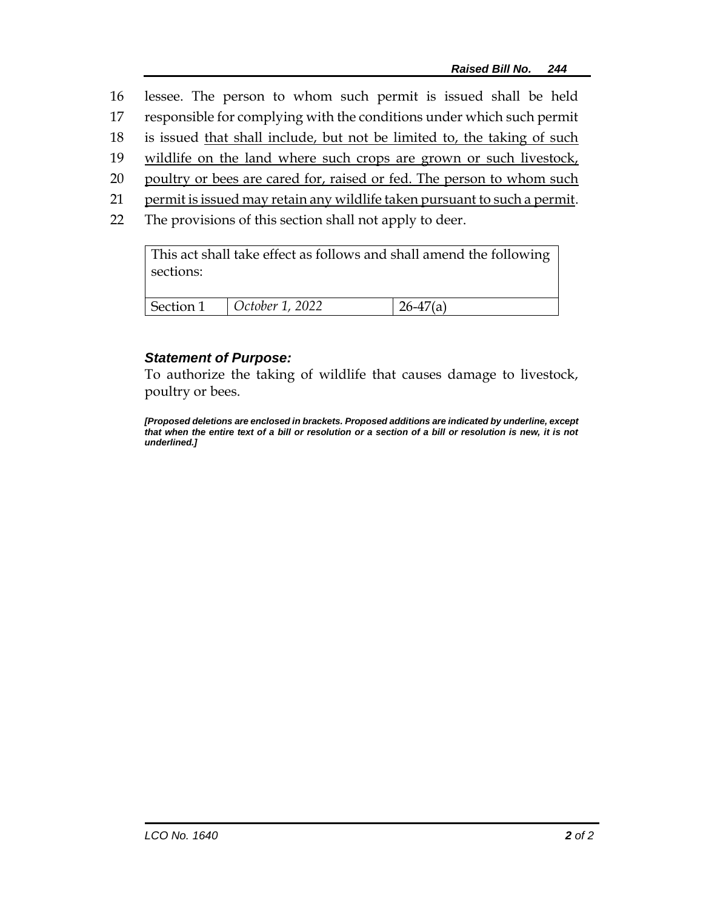16 lessee. The person to whom such permit is issued shall be held
17 responsible for complying with the conditions under which such permit
18 is issued <u>that shall include, but not be limited to, the taking of such</u>
19 <u>wildlife on the land where such crops are grown or such livestock,</u>
20 <u>poultry or bees are cared for, raised or fed. The person to whom such</u>
21 <u>permit is issued may retain any wildlife taken pursuant to such a permit</u>.
22 The provisions of this section shall not apply to deer.

| This act shall take effect as follows and shall amend the following sections: | | |
|---|---|---|
| Section 1 | *October 1, 2022* | 26-47(a) |

### *Statement of Purpose:*

To authorize the taking of wildlife that causes damage to livestock, poultry or bees.

***[Proposed deletions are enclosed in brackets. Proposed additions are indicated by underline, except that when the entire text of a bill or resolution or a section of a bill or resolution is new, it is not underlined.]***